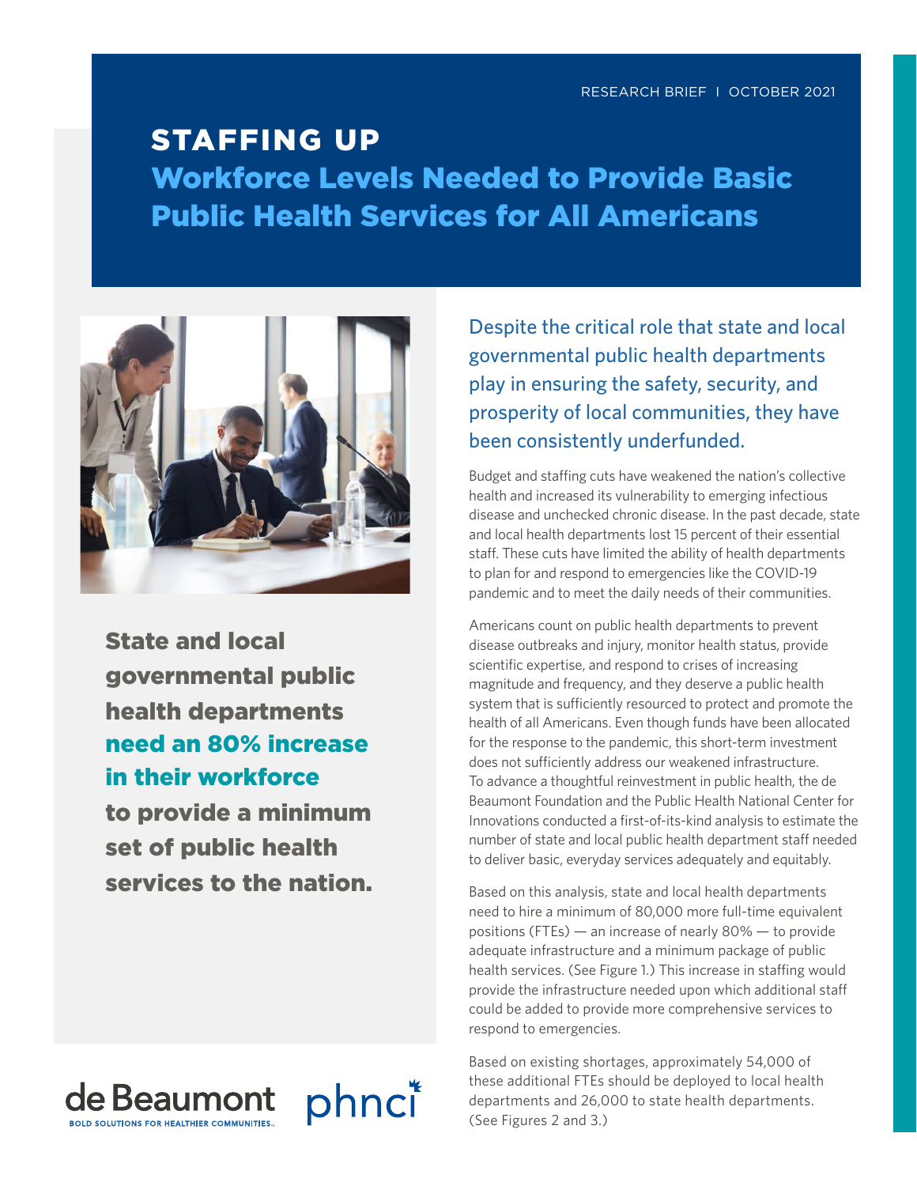RESEARCH BRIEF | OCTOBER 2021

# STAFFING UP

## Workforce Levels Needed to Provide Basic Public Health Services for All Americans

**State and local governmental public health departments need an 80% increase in their workforce to provide a minimum set of public health services to the nation.**

Despite the critical role that state and local governmental public health departments play in ensuring the safety, security, and prosperity of local communities, they have been consistently underfunded.

Budget and staffing cuts have weakened the nation's collective health and increased its vulnerability to emerging infectious disease and unchecked chronic disease. In the past decade, state and local health departments lost 15 percent of their essential staff. These cuts have limited the ability of health departments to plan for and respond to emergencies like the COVID-19 pandemic and to meet the daily needs of their communities.

Americans count on public health departments to prevent disease outbreaks and injury, monitor health status, provide scientific expertise, and respond to crises of increasing magnitude and frequency, and they deserve a public health system that is sufficiently resourced to protect and promote the health of all Americans. Even though funds have been allocated for the response to the pandemic, this short-term investment does not sufficiently address our weakened infrastructure. To advance a thoughtful reinvestment in public health, the de Beaumont Foundation and the Public Health National Center for Innovations conducted a first-of-its-kind analysis to estimate the number of state and local public health department staff needed to deliver basic, everyday services adequately and equitably.

Based on this analysis, state and local health departments need to hire a minimum of 80,000 more full-time equivalent positions (FTEs) — an increase of nearly 80% — to provide adequate infrastructure and a minimum package of public health services. (See Figure 1.) This increase in staffing would provide the infrastructure needed upon which additional staff could be added to provide more comprehensive services to respond to emergencies.

Based on existing shortages, approximately 54,000 of these additional FTEs should be deployed to local health departments and 26,000 to state health departments. (See Figures 2 and 3.)

de Beaumont
BOLD SOLUTIONS FOR HEALTHIER COMMUNITIES

phnci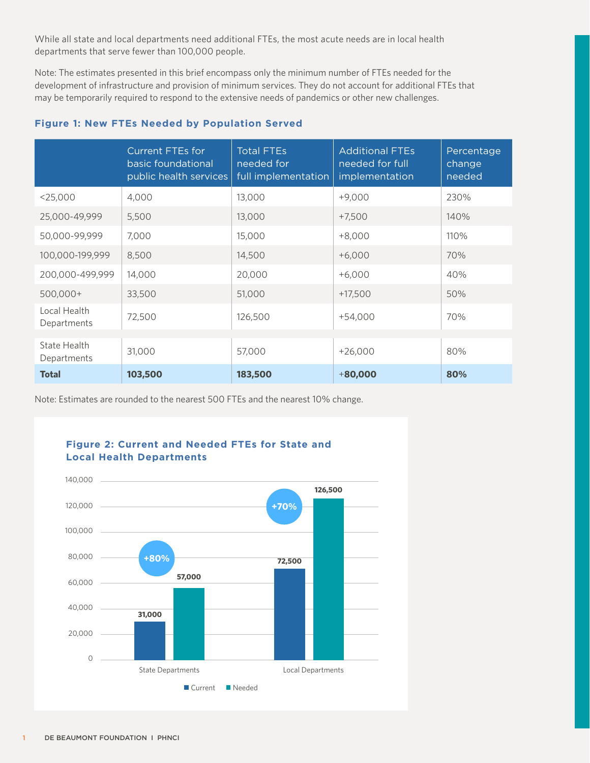While all state and local departments need additional FTEs, the most acute needs are in local health departments that serve fewer than 100,000 people.

Note: The estimates presented in this brief encompass only the minimum number of FTEs needed for the development of infrastructure and provision of minimum services. They do not account for additional FTEs that may be temporarily required to respond to the extensive needs of pandemics or other new challenges.

### Figure 1: New FTEs Needed by Population Served

| | Current FTEs for basic foundational public health services | Total FTEs needed for full implementation | Additional FTEs needed for full implementation | Percentage change needed |
|---|---|---|---|---|
| <25,000 | 4,000 | 13,000 | +9,000 | 230% |
| 25,000-49,999 | 5,500 | 13,000 | +7,500 | 140% |
| 50,000-99,999 | 7,000 | 15,000 | +8,000 | 110% |
| 100,000-199,999 | 8,500 | 14,500 | +6,000 | 70% |
| 200,000-499,999 | 14,000 | 20,000 | +6,000 | 40% |
| 500,000+ | 33,500 | 51,000 | +17,500 | 50% |
| Local Health Departments | 72,500 | 126,500 | +54,000 | 70% |
| State Health Departments | 31,000 | 57,000 | +26,000 | 80% |
| **Total** | **103,500** | **183,500** | **+80,000** | **80%** |

Note: Estimates are rounded to the nearest 500 FTEs and the nearest 10% change.

### Figure 2: Current and Needed FTEs for State and Local Health Departments

| | Current | Needed | Change |
|---|---|---|---|
| State Departments | 31,000 | 57,000 | +80% |
| Local Departments | 72,500 | 126,500 | +70% |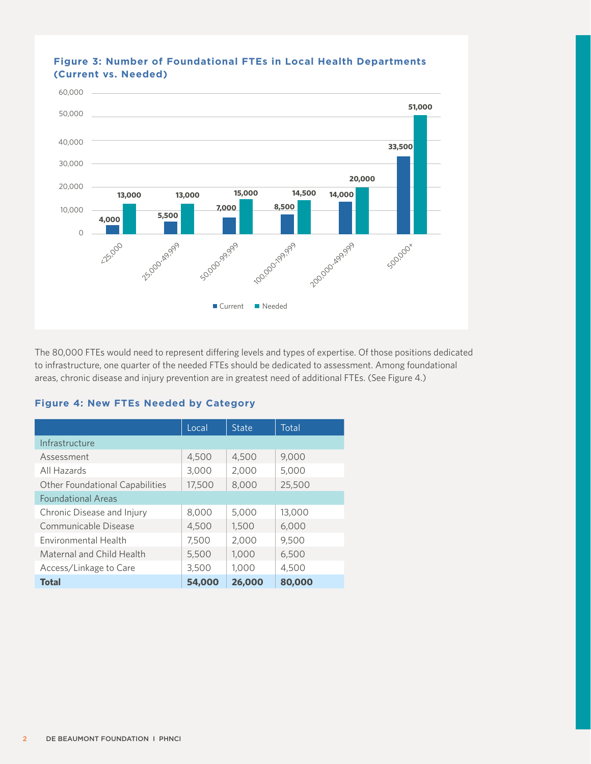### Figure 3: Number of Foundational FTEs in Local Health Departments (Current vs. Needed)

| Population served | Current | Needed |
|---|---|---|
| <25,000 | 4,000 | 13,000 |
| 25,000-49,999 | 5,500 | 13,000 |
| 50,000-99,999 | 7,000 | 15,000 |
| 100,000-199,999 | 8,500 | 14,500 |
| 200,000-499,999 | 14,000 | 20,000 |
| 500,000+ | 33,500 | 51,000 |

The 80,000 FTEs would need to represent differing levels and types of expertise. Of those positions dedicated to infrastructure, one quarter of the needed FTEs should be dedicated to assessment. Among foundational areas, chronic disease and injury prevention are in greatest need of additional FTEs. (See Figure 4.)

### Figure 4: New FTEs Needed by Category

| | Local | State | Total |
|---|---|---|---|
| Infrastructure | | | |
| Assessment | 4,500 | 4,500 | 9,000 |
| All Hazards | 3,000 | 2,000 | 5,000 |
| Other Foundational Capabilities | 17,500 | 8,000 | 25,500 |
| Foundational Areas | | | |
| Chronic Disease and Injury | 8,000 | 5,000 | 13,000 |
| Communicable Disease | 4,500 | 1,500 | 6,000 |
| Environmental Health | 7,500 | 2,000 | 9,500 |
| Maternal and Child Health | 5,500 | 1,000 | 6,500 |
| Access/Linkage to Care | 3,500 | 1,000 | 4,500 |
| **Total** | **54,000** | **26,000** | **80,000** |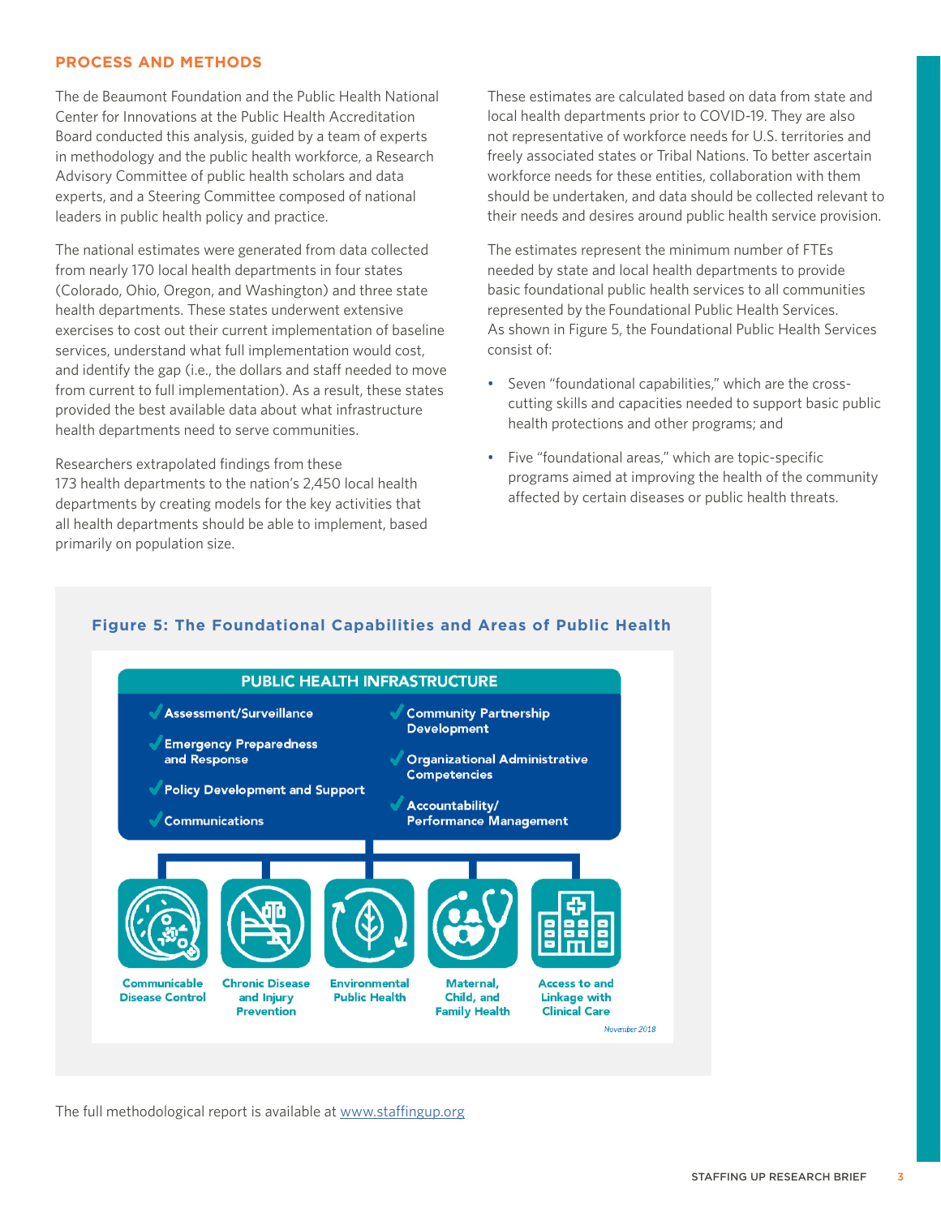## PROCESS AND METHODS

The de Beaumont Foundation and the Public Health National Center for Innovations at the Public Health Accreditation Board conducted this analysis, guided by a team of experts in methodology and the public health workforce, a Research Advisory Committee of public health scholars and data experts, and a Steering Committee composed of national leaders in public health policy and practice.

The national estimates were generated from data collected from nearly 170 local health departments in four states (Colorado, Ohio, Oregon, and Washington) and three state health departments. These states underwent extensive exercises to cost out their current implementation of baseline services, understand what full implementation would cost, and identify the gap (i.e., the dollars and staff needed to move from current to full implementation). As a result, these states provided the best available data about what infrastructure health departments need to serve communities.

Researchers extrapolated findings from these 173 health departments to the nation's 2,450 local health departments by creating models for the key activities that all health departments should be able to implement, based primarily on population size.

These estimates are calculated based on data from state and local health departments prior to COVID-19. They are also not representative of workforce needs for U.S. territories and freely associated states or Tribal Nations. To better ascertain workforce needs for these entities, collaboration with them should be undertaken, and data should be collected relevant to their needs and desires around public health service provision.

The estimates represent the minimum number of FTEs needed by state and local health departments to provide basic foundational public health services to all communities represented by the Foundational Public Health Services. As shown in Figure 5, the Foundational Public Health Services consist of:

- Seven "foundational capabilities," which are the cross-cutting skills and capacities needed to support basic public health protections and other programs; and
- Five "foundational areas," which are topic-specific programs aimed at improving the health of the community affected by certain diseases or public health threats.

**Figure 5: The Foundational Capabilities and Areas of Public Health**

**PUBLIC HEALTH INFRASTRUCTURE**

- Assessment/Surveillance
- Emergency Preparedness and Response
- Policy Development and Support
- Communications
- Community Partnership Development
- Organizational Administrative Competencies
- Accountability/ Performance Management

Communicable Disease Control | Chronic Disease and Injury Prevention | Environmental Public Health | Maternal, Child, and Family Health | Access to and Linkage with Clinical Care

*November 2018*

The full methodological report is available at [www.staffingup.org](www.staffingup.org)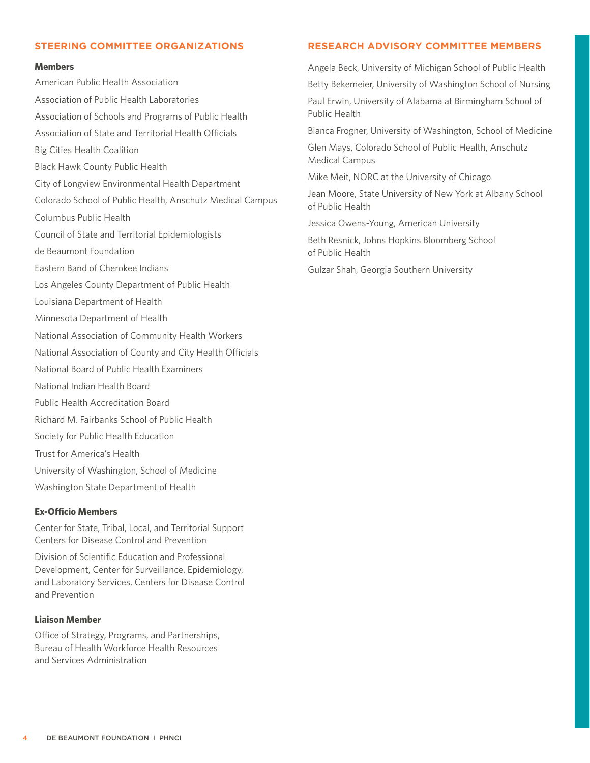## STEERING COMMITTEE ORGANIZATIONS

### Members

American Public Health Association

Association of Public Health Laboratories

Association of Schools and Programs of Public Health

Association of State and Territorial Health Officials

Big Cities Health Coalition

Black Hawk County Public Health

City of Longview Environmental Health Department

Colorado School of Public Health, Anschutz Medical Campus

Columbus Public Health

Council of State and Territorial Epidemiologists

de Beaumont Foundation

Eastern Band of Cherokee Indians

Los Angeles County Department of Public Health

Louisiana Department of Health

Minnesota Department of Health

National Association of Community Health Workers

National Association of County and City Health Officials

National Board of Public Health Examiners

National Indian Health Board

Public Health Accreditation Board

Richard M. Fairbanks School of Public Health

Society for Public Health Education

Trust for America's Health

University of Washington, School of Medicine

Washington State Department of Health

### Ex-Officio Members

Center for State, Tribal, Local, and Territorial Support Centers for Disease Control and Prevention

Division of Scientific Education and Professional Development, Center for Surveillance, Epidemiology, and Laboratory Services, Centers for Disease Control and Prevention

### Liaison Member

Office of Strategy, Programs, and Partnerships, Bureau of Health Workforce Health Resources and Services Administration

## RESEARCH ADVISORY COMMITTEE MEMBERS

Angela Beck, University of Michigan School of Public Health

Betty Bekemeier, University of Washington School of Nursing

Paul Erwin, University of Alabama at Birmingham School of Public Health

Bianca Frogner, University of Washington, School of Medicine

Glen Mays, Colorado School of Public Health, Anschutz Medical Campus

Mike Meit, NORC at the University of Chicago

Jean Moore, State University of New York at Albany School of Public Health

Jessica Owens-Young, American University

Beth Resnick, Johns Hopkins Bloomberg School of Public Health

Gulzar Shah, Georgia Southern University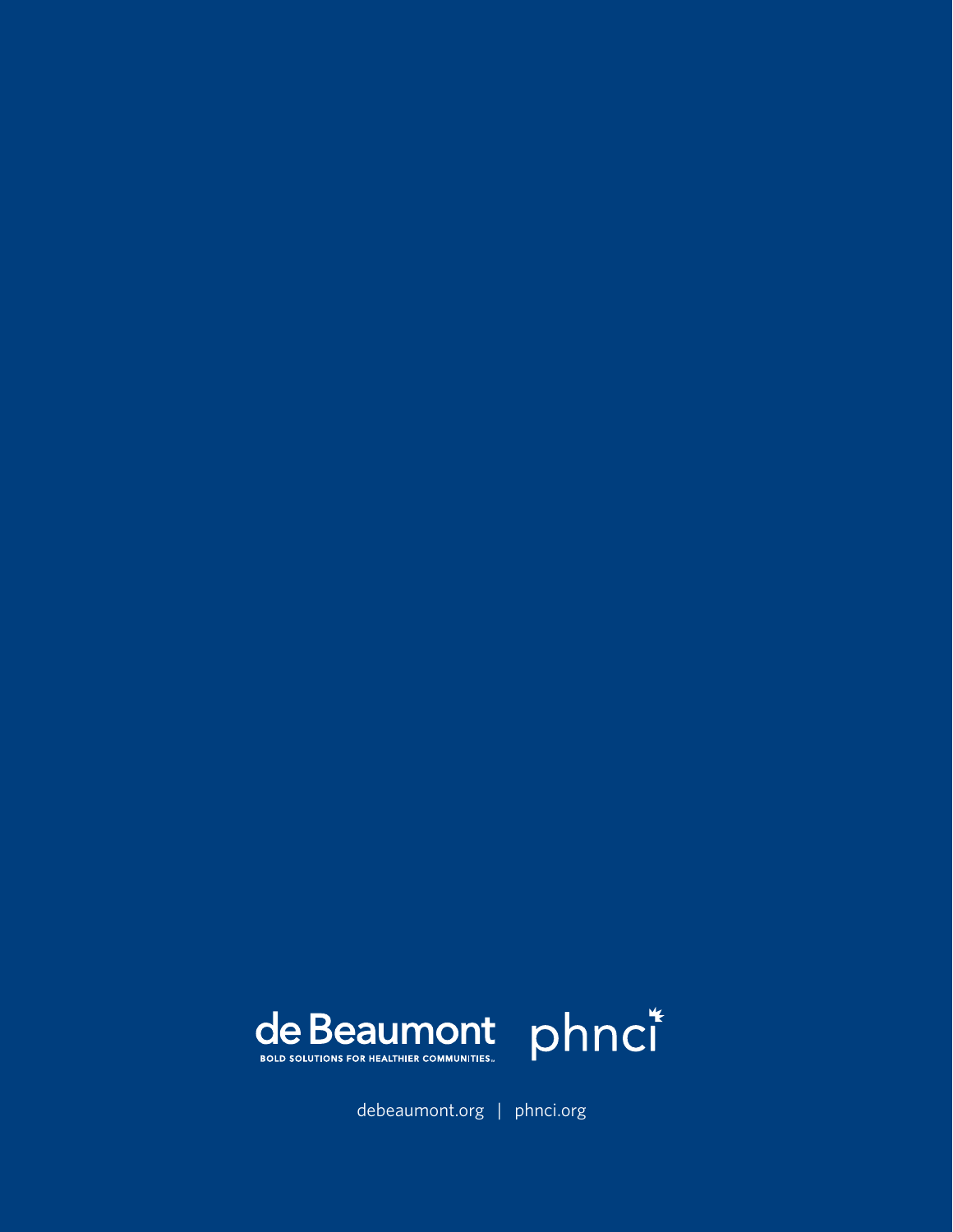de Beaumont
BOLD SOLUTIONS FOR HEALTHIER COMMUNITIES.

phnci

debeaumont.org | phnci.org